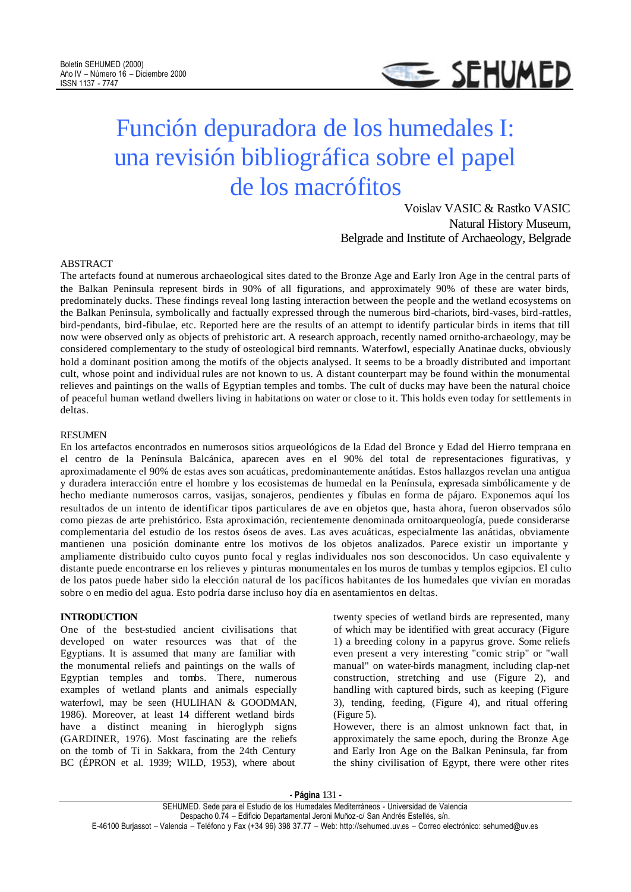# Función depuradora de los humedales I: una revisión bibliográfica sobre el papel de los macrófitos

Voislav VASIC & Rastko VASIC
Natural History Museum,
Belgrade and Institute of Archaeology, Belgrade

## ABSTRACT

The artefacts found at numerous archaeological sites dated to the Bronze Age and Early Iron Age in the central parts of the Balkan Peninsula represent birds in 90% of all figurations, and approximately 90% of these are water birds, predominately ducks. These findings reveal long lasting interaction between the people and the wetland ecosystems on the Balkan Peninsula, symbolically and factually expressed through the numerous bird-chariots, bird-vases, bird-rattles, bird-pendants, bird-fibulae, etc. Reported here are the results of an attempt to identify particular birds in items that till now were observed only as objects of prehistoric art. A research approach, recently named ornitho-archaeology, may be considered complementary to the study of osteological bird remnants. Waterfowl, especially Anatinae ducks, obviously hold a dominant position among the motifs of the objects analysed. It seems to be a broadly distributed and important cult, whose point and individual rules are not known to us. A distant counterpart may be found within the monumental relieves and paintings on the walls of Egyptian temples and tombs. The cult of ducks may have been the natural choice of peaceful human wetland dwellers living in habitations on water or close to it. This holds even today for settlements in deltas.

## RESUMEN

En los artefactos encontrados en numerosos sitios arqueológicos de la Edad del Bronce y Edad del Hierro temprana en el centro de la Península Balcánica, aparecen aves en el 90% del total de representaciones figurativas, y aproximadamente el 90% de estas aves son acuáticas, predominantemente anátidas. Estos hallazgos revelan una antigua y duradera interacción entre el hombre y los ecosistemas de humedal en la Península, expresada simbólicamente y de hecho mediante numerosos carros, vasijas, sonajeros, pendientes y fíbulas en forma de pájaro. Exponemos aquí los resultados de un intento de identificar tipos particulares de ave en objetos que, hasta ahora, fueron observados sólo como piezas de arte prehistórico. Esta aproximación, recientemente denominada ornitoarqueología, puede considerarse complementaria del estudio de los restos óseos de aves. Las aves acuáticas, especialmente las anátidas, obviamente mantienen una posición dominante entre los motivos de los objetos analizados. Parece existir un importante y ampliamente distribuido culto cuyos punto focal y reglas individuales nos son desconocidos. Un caso equivalente y distante puede encontrarse en los relieves y pinturas monumentales en los muros de tumbas y templos egipcios. El culto de los patos puede haber sido la elección natural de los pacíficos habitantes de los humedales que vivían en moradas sobre o en medio del agua. Esto podría darse incluso hoy día en asentamientos en deltas.

## INTRODUCTION

One of the best-studied ancient civilisations that developed on water resources was that of the Egyptians. It is assumed that many are familiar with the monumental reliefs and paintings on the walls of Egyptian temples and tombs. There, numerous examples of wetland plants and animals especially waterfowl, may be seen (HULIHAN & GOODMAN, 1986). Moreover, at least 14 different wetland birds have a distinct meaning in hieroglyph signs (GARDINER, 1976). Most fascinating are the reliefs on the tomb of Ti in Sakkara, from the 24th Century BC (ÉPRON et al. 1939; WILD, 1953), where about twenty species of wetland birds are represented, many of which may be identified with great accuracy (Figure 1) a breeding colony in a papyrus grove. Some reliefs even present a very interesting "comic strip" or "wall manual" on water-birds managment, including clap-net construction, stretching and use (Figure 2), and handling with captured birds, such as keeping (Figure 3), tending, feeding, (Figure 4), and ritual offering (Figure 5).

However, there is an almost unknown fact that, in approximately the same epoch, during the Bronze Age and Early Iron Age on the Balkan Peninsula, far from the shiny civilisation of Egypt, there were other rites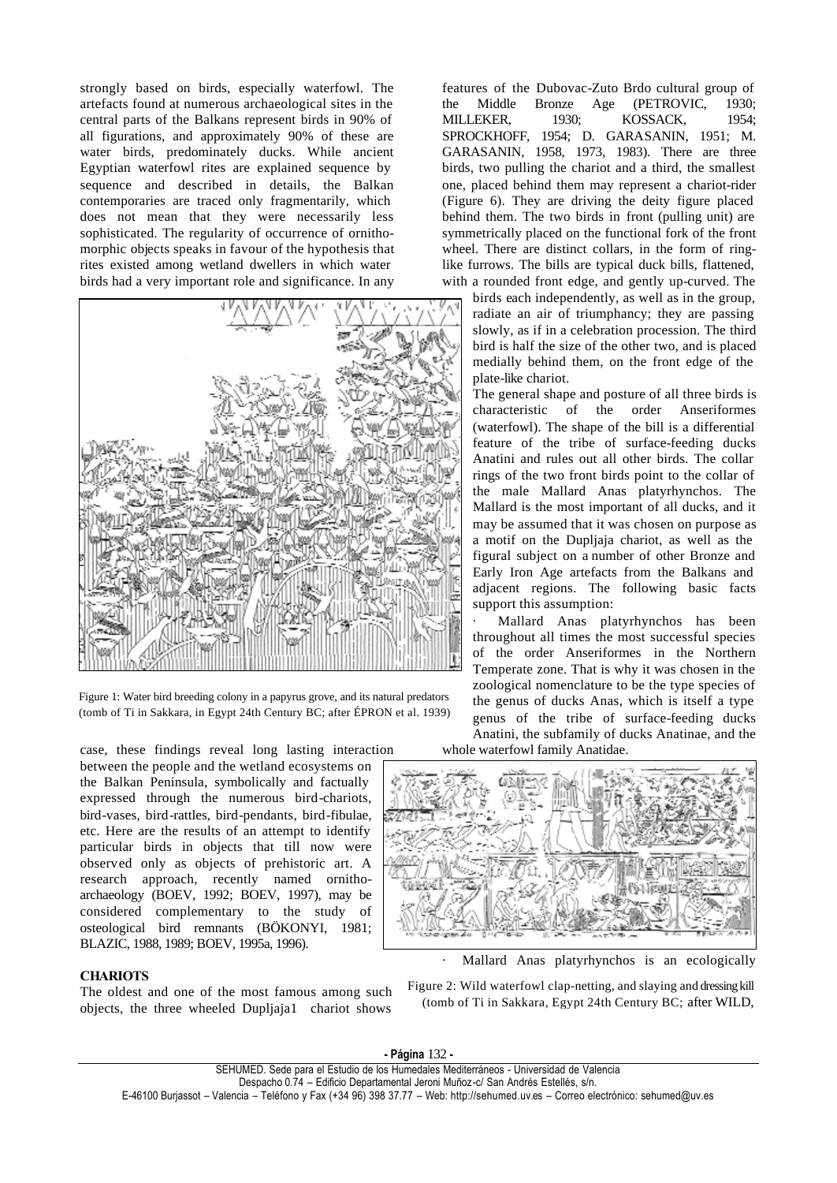strongly based on birds, especially waterfowl. The artefacts found at numerous archaeological sites in the central parts of the Balkans represent birds in 90% of all figurations, and approximately 90% of these are water birds, predominately ducks. While ancient Egyptian waterfowl rites are explained sequence by sequence and described in details, the Balkan contemporaries are traced only fragmentarily, which does not mean that they were necessarily less sophisticated. The regularity of occurrence of ornithomorphic objects speaks in favour of the hypothesis that rites existed among wetland dwellers in which water birds had a very important role and significance. In any case, these findings reveal long lasting interaction between the people and the wetland ecosystems on the Balkan Peninsula, symbolically and factually expressed through the numerous bird-chariots, bird-vases, bird-rattles, bird-pendants, bird-fibulae, etc. Here are the results of an attempt to identify particular birds in objects that till now were observed only as objects of prehistoric art. A research approach, recently named ornitho-archaeology (BOEV, 1992; BOEV, 1997), may be considered complementary to the study of osteological bird remnants (BÖKONYI, 1981; BLAZIC, 1988, 1989; BOEV, 1995a, 1996).

Figure 1: Water bird breeding colony in a papyrus grove, and its natural predators (tomb of Ti in Sakkara, in Egypt 24th Century BC; after ÉPRON et al. 1939)

## CHARIOTS

The oldest and one of the most famous among such objects, the three wheeled Dupljaja1 chariot shows features of the Dubovac-Zuto Brdo cultural group of the Middle Bronze Age (PETROVIC, 1930; MILLEKER, 1930; KOSSACK, 1954; SPROCKHOFF, 1954; D. GARASANIN, 1951; M. GARASANIN, 1958, 1973, 1983). There are three birds, two pulling the chariot and a third, the smallest one, placed behind them may represent a chariot-rider (Figure 6). They are driving the deity figure placed behind them. The two birds in front (pulling unit) are symmetrically placed on the functional fork of the front wheel. There are distinct collars, in the form of ring-like furrows. The bills are typical duck bills, flattened, with a rounded front edge, and gently up-curved. The birds each independently, as well as in the group, radiate an air of triumphancy; they are passing slowly, as if in a celebration procession. The third bird is half the size of the other two, and is placed medially behind them, on the front edge of the plate-like chariot.

The general shape and posture of all three birds is characteristic of the order Anseriformes (waterfowl). The shape of the bill is a differential feature of the tribe of surface-feeding ducks Anatini and rules out all other birds. The collar rings of the two front birds point to the collar of the male Mallard Anas platyrhynchos. The Mallard is the most important of all ducks, and it may be assumed that it was chosen on purpose as a motif on the Dupljaja chariot, as well as the figural subject on a number of other Bronze and Early Iron Age artefacts from the Balkans and adjacent regions. The following basic facts support this assumption:

- Mallard Anas platyrhynchos has been throughout all times the most successful species of the order Anseriformes in the Northern Temperate zone. That is why it was chosen in the zoological nomenclature to be the type species of the genus of ducks Anas, which is itself a type genus of the tribe of surface-feeding ducks Anatini, the subfamily of ducks Anatinae, and the whole waterfowl family Anatidae.
- Mallard Anas platyrhynchos is an ecologically

Figure 2: Wild waterfowl clap-netting, and slaying and dressing kill (tomb of Ti in Sakkara, Egypt 24th Century BC; after WILD,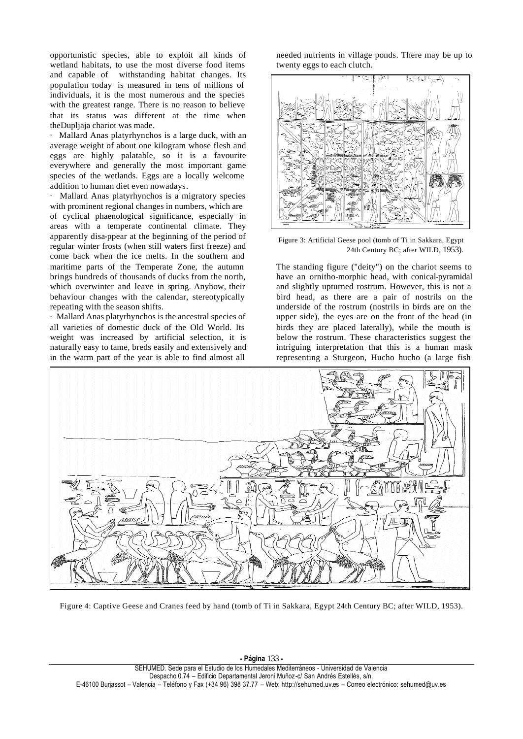opportunistic species, able to exploit all kinds of wetland habitats, to use the most diverse food items and capable of withstanding habitat changes. Its population today is measured in tens of millions of individuals, it is the most numerous and the species with the greatest range. There is no reason to believe that its status was different at the time when theDupljaja chariot was made.

· Mallard Anas platyrhynchos is a large duck, with an average weight of about one kilogram whose flesh and eggs are highly palatable, so it is a favourite everywhere and generally the most important game species of the wetlands. Eggs are a locally welcome addition to human diet even nowadays.

· Mallard Anas platyrhynchos is a migratory species with prominent regional changes in numbers, which are of cyclical phaenological significance, especially in areas with a temperate continental climate. They apparently disa-ppear at the beginning of the period of regular winter frosts (when still waters first freeze) and come back when the ice melts. In the southern and maritime parts of the Temperate Zone, the autumn brings hundreds of thousands of ducks from the north, which overwinter and leave in spring. Anyhow, their behaviour changes with the calendar, stereotypically repeating with the season shifts.

· Mallard Anas platyrhynchos is the ancestral species of all varieties of domestic duck of the Old World. Its weight was increased by artificial selection, it is naturally easy to tame, breds easily and extensively and in the warm part of the year is able to find almost all needed nutrients in village ponds. There may be up to twenty eggs to each clutch.

Figure 3: Artificial Geese pool (tomb of Ti in Sakkara, Egypt 24th Century BC; after WILD, 1953).

The standing figure ("deity") on the chariot seems to have an ornitho-morphic head, with conical-pyramidal and slightly upturned rostrum. However, this is not a bird head, as there are a pair of nostrils on the underside of the rostrum (nostrils in birds are on the upper side), the eyes are on the front of the head (in birds they are placed laterally), while the mouth is below the rostrum. These characteristics suggest the intriguing interpretation that this is a human mask representing a Sturgeon, Hucho hucho (a large fish

Figure 4: Captive Geese and Cranes feed by hand (tomb of Ti in Sakkara, Egypt 24th Century BC; after WILD, 1953).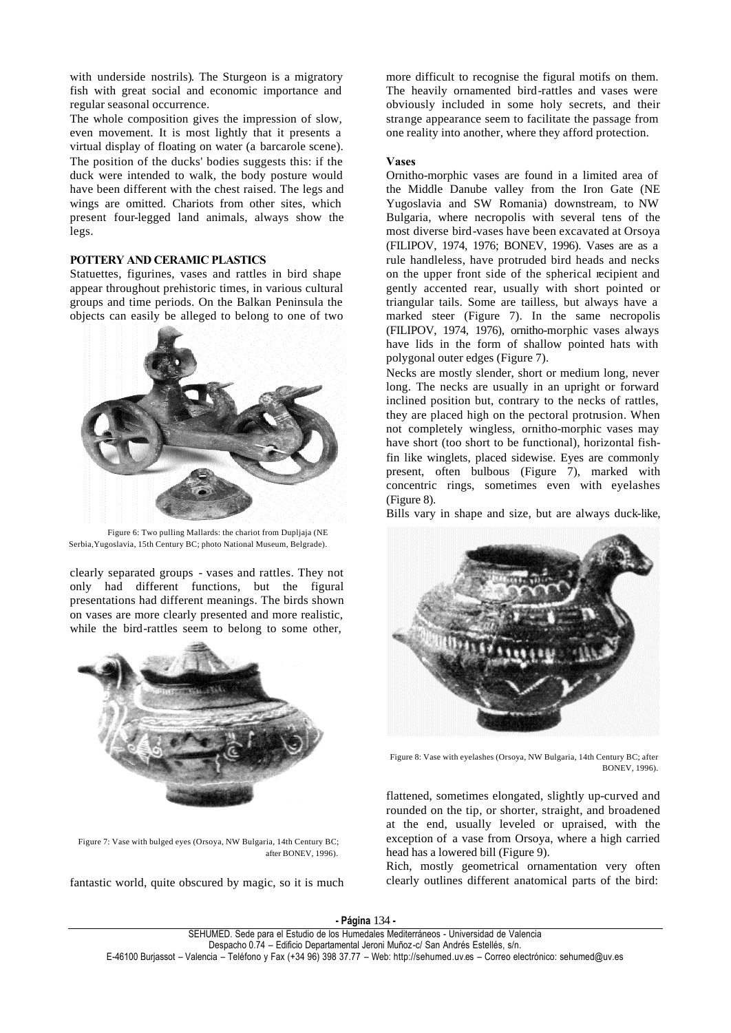with underside nostrils). The Sturgeon is a migratory fish with great social and economic importance and regular seasonal occurrence.

The whole composition gives the impression of slow, even movement. It is most lightly that it presents a virtual display of floating on water (a barcarole scene). The position of the ducks' bodies suggests this: if the duck were intended to walk, the body posture would have been different with the chest raised. The legs and wings are omitted. Chariots from other sites, which present four-legged land animals, always show the legs.

## POTTERY AND CERAMIC PLASTICS

Statuettes, figurines, vases and rattles in bird shape appear throughout prehistoric times, in various cultural groups and time periods. On the Balkan Peninsula the objects can easily be alleged to belong to one of two clearly separated groups - vases and rattles. They not only had different functions, but the figural presentations had different meanings. The birds shown on vases are more clearly presented and more realistic, while the bird-rattles seem to belong to some other, fantastic world, quite obscured by magic, so it is much more difficult to recognise the figural motifs on them. The heavily ornamented bird-rattles and vases were obviously included in some holy secrets, and their strange appearance seem to facilitate the passage from one reality into another, where they afford protection.

Figure 6: Two pulling Mallards: the chariot from Dupljaja (NE Serbia,Yugoslavia, 15th Century BC; photo National Museum, Belgrade).

Figure 7: Vase with bulged eyes (Orsoya, NW Bulgaria, 14th Century BC; after BONEV, 1996).

### Vases

Ornitho-morphic vases are found in a limited area of the Middle Danube valley from the Iron Gate (NE Yugoslavia and SW Romania) downstream, to NW Bulgaria, where necropolis with several tens of the most diverse bird-vases have been excavated at Orsoya (FILIPOV, 1974, 1976; BONEV, 1996). Vases are as a rule handleless, have protruded bird heads and necks on the upper front side of the spherical recipient and gently accented rear, usually with short pointed or triangular tails. Some are tailless, but always have a marked steer (Figure 7). In the same necropolis (FILIPOV, 1974, 1976), ornitho-morphic vases always have lids in the form of shallow pointed hats with polygonal outer edges (Figure 7).

Necks are mostly slender, short or medium long, never long. The necks are usually in an upright or forward inclined position but, contrary to the necks of rattles, they are placed high on the pectoral protrusion. When not completely wingless, ornitho-morphic vases may have short (too short to be functional), horizontal fish-fin like winglets, placed sidewise. Eyes are commonly present, often bulbous (Figure 7), marked with concentric rings, sometimes even with eyelashes (Figure 8).

Bills vary in shape and size, but are always duck-like, flattened, sometimes elongated, slightly up-curved and rounded on the tip, or shorter, straight, and broadened at the end, usually leveled or upraised, with the exception of a vase from Orsoya, where a high carried head has a lowered bill (Figure 9).

Figure 8: Vase with eyelashes (Orsoya, NW Bulgaria, 14th Century BC; after BONEV, 1996).

Rich, mostly geometrical ornamentation very often clearly outlines different anatomical parts of the bird: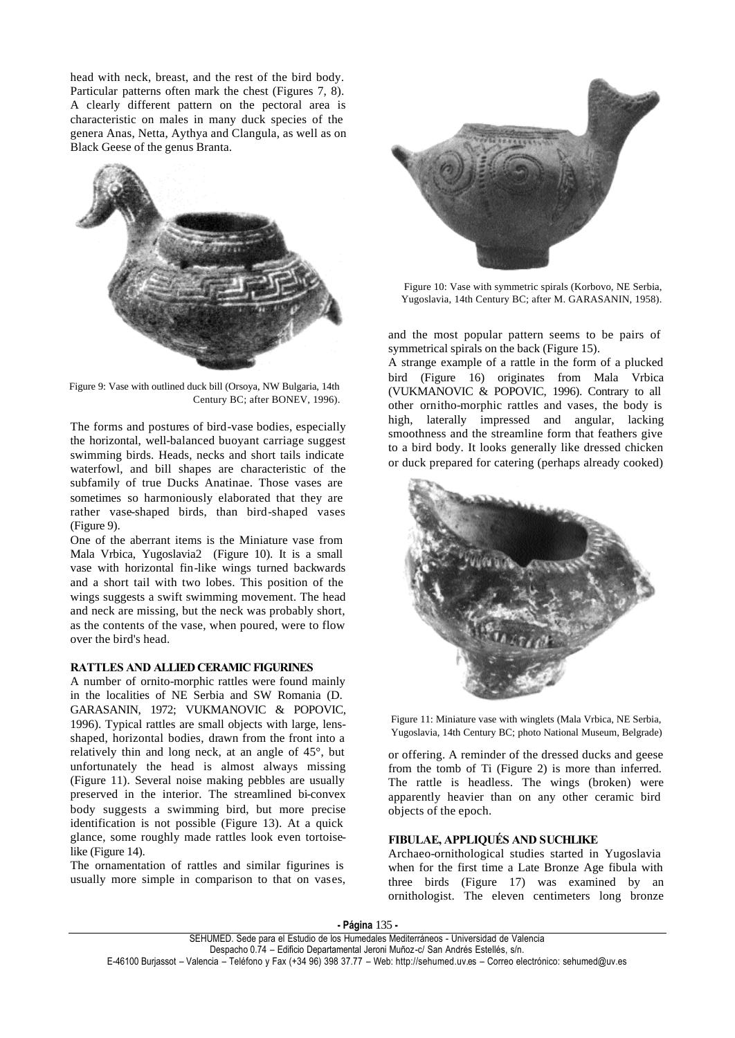head with neck, breast, and the rest of the bird body. Particular patterns often mark the chest (Figures 7, 8). A clearly different pattern on the pectoral area is characteristic on males in many duck species of the genera Anas, Netta, Aythya and Clangula, as well as on Black Geese of the genus Branta.

Figure 9: Vase with outlined duck bill (Orsoya, NW Bulgaria, 14th Century BC; after BONEV, 1996).

The forms and postures of bird-vase bodies, especially the horizontal, well-balanced buoyant carriage suggest swimming birds. Heads, necks and short tails indicate waterfowl, and bill shapes are characteristic of the subfamily of true Ducks Anatinae. Those vases are sometimes so harmoniously elaborated that they are rather vase-shaped birds, than bird-shaped vases (Figure 9).

One of the aberrant items is the Miniature vase from Mala Vrbica, Yugoslavia2 (Figure 10). It is a small vase with horizontal fin-like wings turned backwards and a short tail with two lobes. This position of the wings suggests a swift swimming movement. The head and neck are missing, but the neck was probably short, as the contents of the vase, when poured, were to flow over the bird's head.

### RATTLES AND ALLIED CERAMIC FIGURINES

A number of ornito-morphic rattles were found mainly in the localities of NE Serbia and SW Romania (D. GARASANIN, 1972; VUKMANOVIC & POPOVIC, 1996). Typical rattles are small objects with large, lens-shaped, horizontal bodies, drawn from the front into a relatively thin and long neck, at an angle of 45°, but unfortunately the head is almost always missing (Figure 11). Several noise making pebbles are usually preserved in the interior. The streamlined bi-convex body suggests a swimming bird, but more precise identification is not possible (Figure 13). At a quick glance, some roughly made rattles look even tortoise-like (Figure 14).

The ornamentation of rattles and similar figurines is usually more simple in comparison to that on vases,

Figure 10: Vase with symmetric spirals (Korbovo, NE Serbia, Yugoslavia, 14th Century BC; after M. GARASANIN, 1958).

and the most popular pattern seems to be pairs of symmetrical spirals on the back (Figure 15).

A strange example of a rattle in the form of a plucked bird (Figure 16) originates from Mala Vrbica (VUKMANOVIC & POPOVIC, 1996). Contrary to all other ornitho-morphic rattles and vases, the body is high, laterally impressed and angular, lacking smoothness and the streamline form that feathers give to a bird body. It looks generally like dressed chicken or duck prepared for catering (perhaps already cooked)

Figure 11: Miniature vase with winglets (Mala Vrbica, NE Serbia, Yugoslavia, 14th Century BC; photo National Museum, Belgrade)

or offering. A reminder of the dressed ducks and geese from the tomb of Ti (Figure 2) is more than inferred. The rattle is headless. The wings (broken) were apparently heavier than on any other ceramic bird objects of the epoch.

### FIBULAE, APPLIQUÉS AND SUCHLIKE

Archaeo-ornithological studies started in Yugoslavia when for the first time a Late Bronze Age fibula with three birds (Figure 17) was examined by an ornithologist. The eleven centimeters long bronze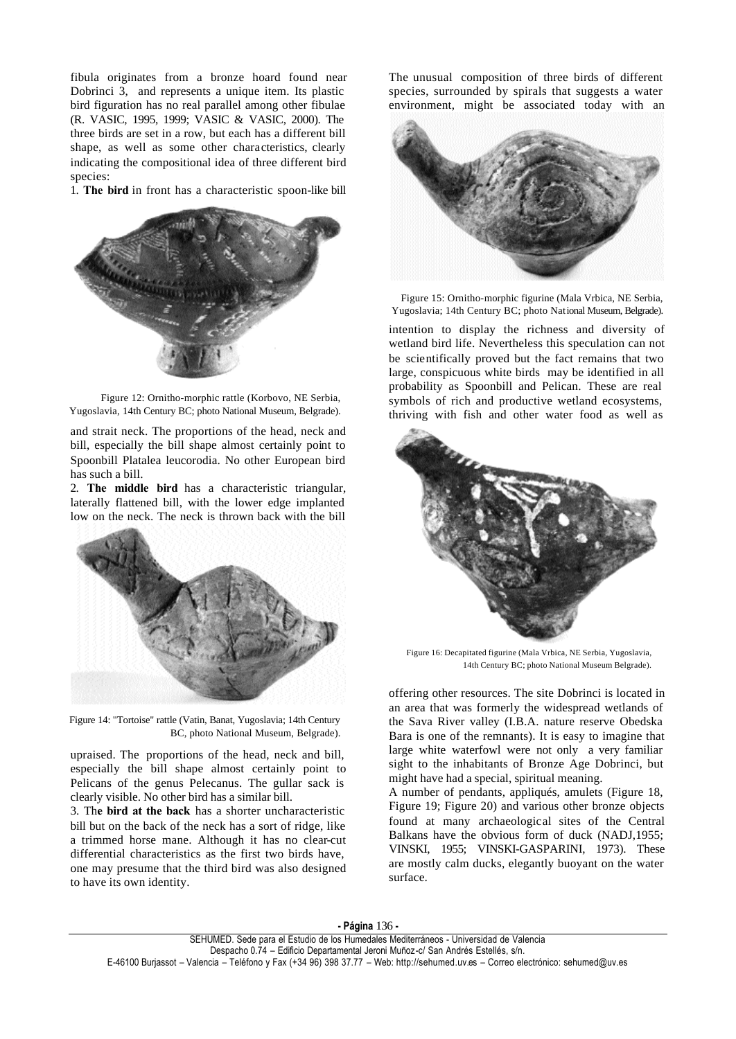fibula originates from a bronze hoard found near Dobrinci 3, and represents a unique item. Its plastic bird figuration has no real parallel among other fibulae (R. VASIC, 1995, 1999; VASIC & VASIC, 2000). The three birds are set in a row, but each has a different bill shape, as well as some other characteristics, clearly indicating the compositional idea of three different bird species:

1. **The bird** in front has a characteristic spoon-like bill

Figure 12: Ornitho-morphic rattle (Korbovo, NE Serbia, Yugoslavia, 14th Century BC; photo National Museum, Belgrade).

and strait neck. The proportions of the head, neck and bill, especially the bill shape almost certainly point to Spoonbill Platalea leucorodia. No other European bird has such a bill.

2. **The middle bird** has a characteristic triangular, laterally flattened bill, with the lower edge implanted low on the neck. The neck is thrown back with the bill

Figure 14: "Tortoise" rattle (Vatin, Banat, Yugoslavia; 14th Century BC, photo National Museum, Belgrade).

upraised. The proportions of the head, neck and bill, especially the bill shape almost certainly point to Pelicans of the genus Pelecanus. The gullar sack is clearly visible. No other bird has a similar bill.

3. Th**e bird at the back** has a shorter uncharacteristic bill but on the back of the neck has a sort of ridge, like a trimmed horse mane. Although it has no clear-cut differential characteristics as the first two birds have, one may presume that the third bird was also designed to have its own identity.

The unusual composition of three birds of different species, surrounded by spirals that suggests a water environment, might be associated today with an

Figure 15: Ornitho-morphic figurine (Mala Vrbica, NE Serbia, Yugoslavia; 14th Century BC; photo National Museum, Belgrade).

intention to display the richness and diversity of wetland bird life. Nevertheless this speculation can not be scientifically proved but the fact remains that two large, conspicuous white birds may be identified in all probability as Spoonbill and Pelican. These are real symbols of rich and productive wetland ecosystems, thriving with fish and other water food as well as

Figure 16: Decapitated figurine (Mala Vrbica, NE Serbia, Yugoslavia, 14th Century BC; photo National Museum Belgrade).

offering other resources. The site Dobrinci is located in an area that was formerly the widespread wetlands of the Sava River valley (I.B.A. nature reserve Obedska Bara is one of the remnants). It is easy to imagine that large white waterfowl were not only a very familiar sight to the inhabitants of Bronze Age Dobrinci, but might have had a special, spiritual meaning.

A number of pendants, appliqués, amulets (Figure 18, Figure 19; Figure 20) and various other bronze objects found at many archaeological sites of the Central Balkans have the obvious form of duck (NADJ,1955; VINSKI, 1955; VINSKI-GASPARINI, 1973). These are mostly calm ducks, elegantly buoyant on the water surface.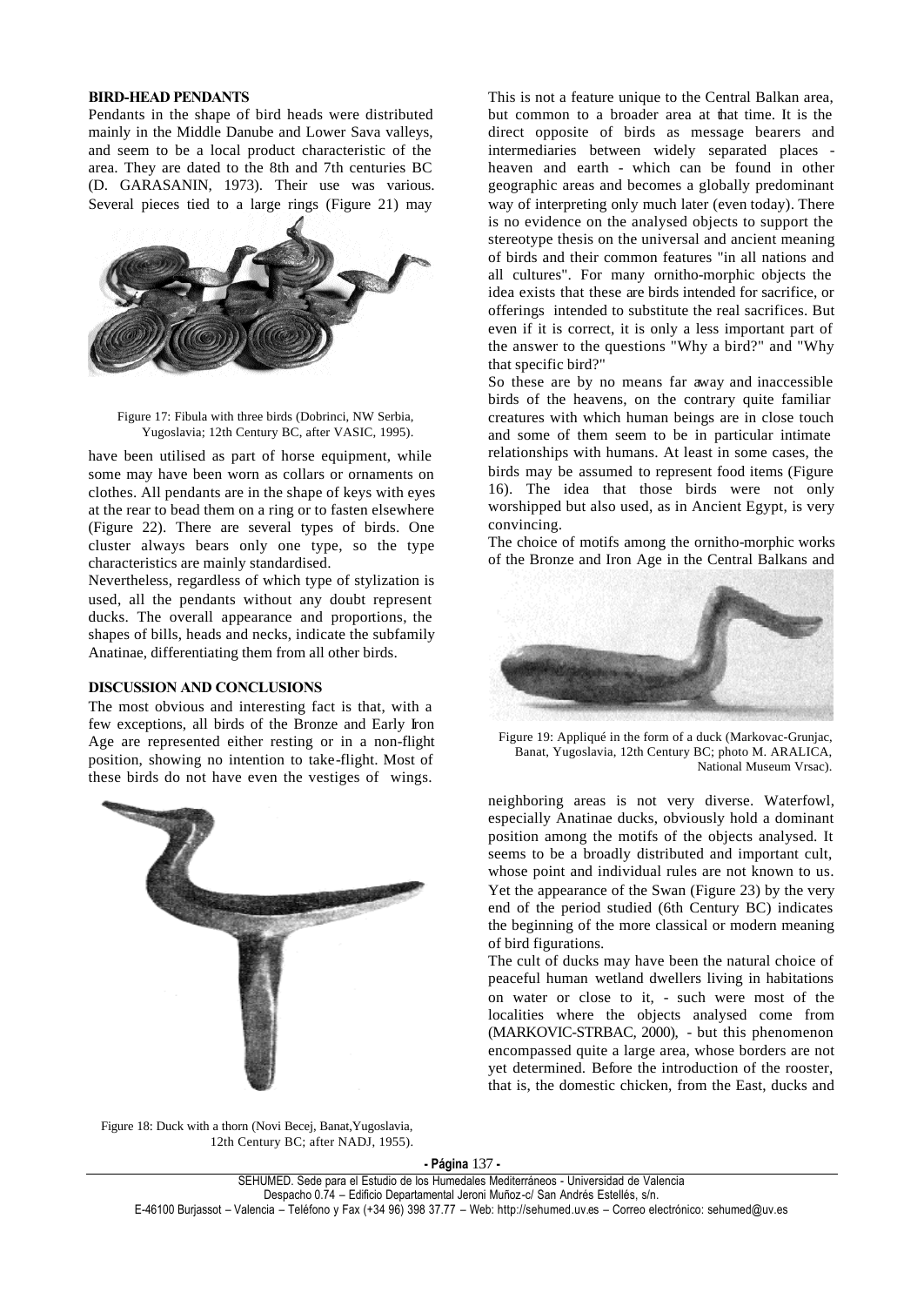### BIRD-HEAD PENDANTS

Pendants in the shape of bird heads were distributed mainly in the Middle Danube and Lower Sava valleys, and seem to be a local product characteristic of the area. They are dated to the 8th and 7th centuries BC (D. GARASANIN, 1973). Their use was various. Several pieces tied to a large rings (Figure 21) may have been utilised as part of horse equipment, while some may have been worn as collars or ornaments on clothes. All pendants are in the shape of keys with eyes at the rear to bead them on a ring or to fasten elsewhere (Figure 22). There are several types of birds. One cluster always bears only one type, so the type characteristics are mainly standardised.

Figure 17: Fibula with three birds (Dobrinci, NW Serbia, Yugoslavia; 12th Century BC, after VASIC, 1995).

Nevertheless, regardless of which type of stylization is used, all the pendants without any doubt represent ducks. The overall appearance and proportions, the shapes of bills, heads and necks, indicate the subfamily Anatinae, differentiating them from all other birds.

### DISCUSSION AND CONCLUSIONS

The most obvious and interesting fact is that, with a few exceptions, all birds of the Bronze and Early Iron Age are represented either resting or in a non-flight position, showing no intention to take-flight. Most of these birds do not have even the vestiges of wings.

Figure 18: Duck with a thorn (Novi Becej, Banat, Yugoslavia, 12th Century BC; after NADJ, 1955).

This is not a feature unique to the Central Balkan area, but common to a broader area at that time. It is the direct opposite of birds as message bearers and intermediaries between widely separated places - heaven and earth - which can be found in other geographic areas and becomes a globally predominant way of interpreting only much later (even today). There is no evidence on the analysed objects to support the stereotype thesis on the universal and ancient meaning of birds and their common features "in all nations and all cultures". For many ornitho-morphic objects the idea exists that these are birds intended for sacrifice, or offerings intended to substitute the real sacrifices. But even if it is correct, it is only a less important part of the answer to the questions "Why a bird?" and "Why that specific bird?"

So these are by no means far away and inaccessible birds of the heavens, on the contrary quite familiar creatures with which human beings are in close touch and some of them seem to be in particular intimate relationships with humans. At least in some cases, the birds may be assumed to represent food items (Figure 16). The idea that those birds were not only worshipped but also used, as in Ancient Egypt, is very convincing.

The choice of motifs among the ornitho-morphic works of the Bronze and Iron Age in the Central Balkans and neighboring areas is not very diverse. Waterfowl, especially Anatinae ducks, obviously hold a dominant position among the motifs of the objects analysed. It seems to be a broadly distributed and important cult, whose point and individual rules are not known to us. Yet the appearance of the Swan (Figure 23) by the very end of the period studied (6th Century BC) indicates the beginning of the more classical or modern meaning of bird figurations.

Figure 19: Appliqué in the form of a duck (Markovac-Grunjac, Banat, Yugoslavia, 12th Century BC; photo M. ARALICA, National Museum Vrsac).

The cult of ducks may have been the natural choice of peaceful human wetland dwellers living in habitations on water or close to it, - such were most of the localities where the objects analysed come from (MARKOVIC-STRBAC, 2000), - but this phenomenon encompassed quite a large area, whose borders are not yet determined. Before the introduction of the rooster, that is, the domestic chicken, from the East, ducks and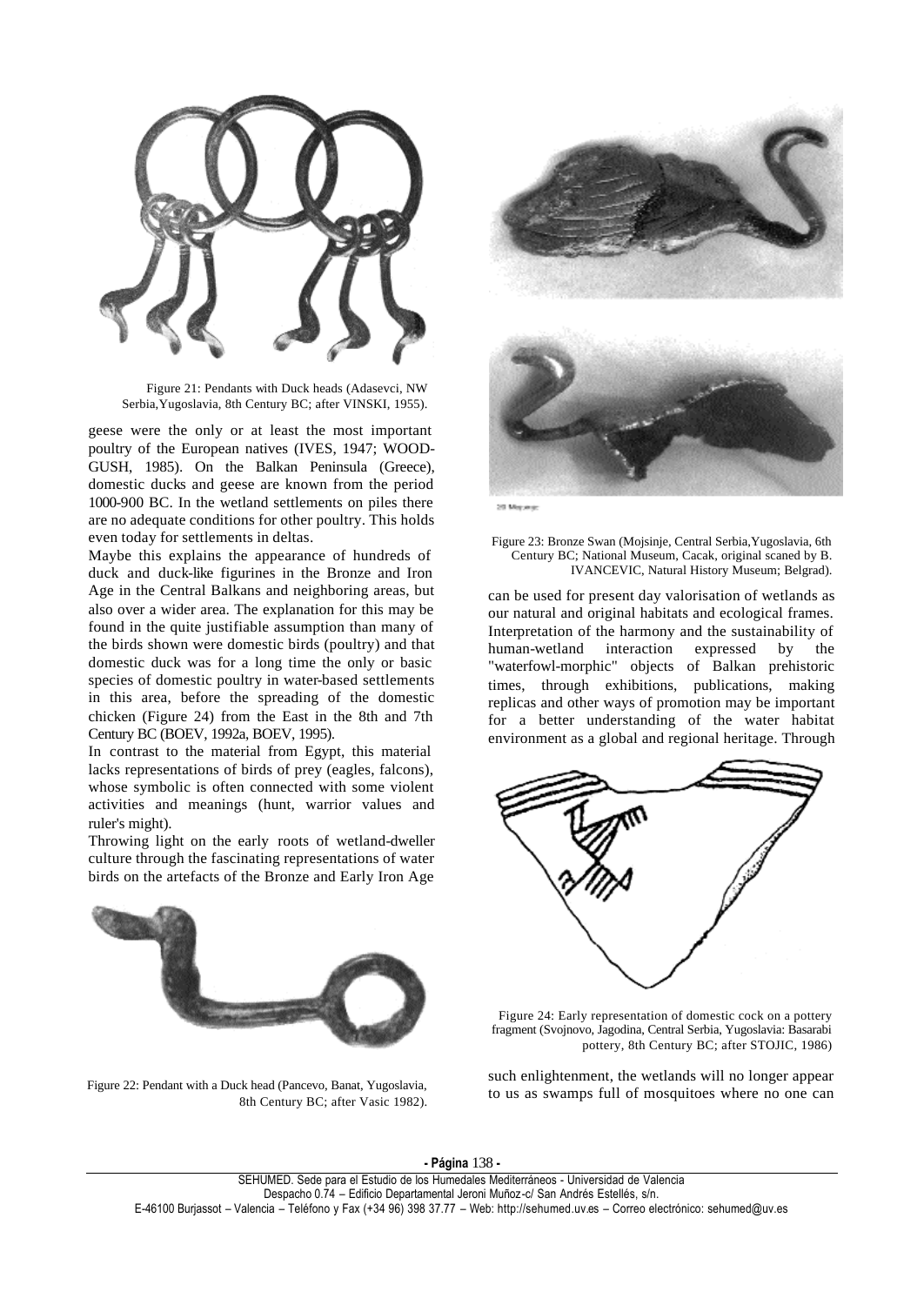Figure 21: Pendants with Duck heads (Adasevci, NW Serbia,Yugoslavia, 8th Century BC; after VINSKI, 1955).

geese were the only or at least the most important poultry of the European natives (IVES, 1947; WOOD-GUSH, 1985). On the Balkan Peninsula (Greece), domestic ducks and geese are known from the period 1000-900 BC. In the wetland settlements on piles there are no adequate conditions for other poultry. This holds even today for settlements in deltas.

Maybe this explains the appearance of hundreds of duck and duck-like figurines in the Bronze and Iron Age in the Central Balkans and neighboring areas, but also over a wider area. The explanation for this may be found in the quite justifiable assumption than many of the birds shown were domestic birds (poultry) and that domestic duck was for a long time the only or basic species of domestic poultry in water-based settlements in this area, before the spreading of the domestic chicken (Figure 24) from the East in the 8th and 7th Century BC (BOEV, 1992a, BOEV, 1995).

In contrast to the material from Egypt, this material lacks representations of birds of prey (eagles, falcons), whose symbolic is often connected with some violent activities and meanings (hunt, warrior values and ruler's might).

Throwing light on the early roots of wetland-dweller culture through the fascinating representations of water birds on the artefacts of the Bronze and Early Iron Age

Figure 22: Pendant with a Duck head (Pancevo, Banat, Yugoslavia, 8th Century BC; after Vasic 1982).

Figure 23: Bronze Swan (Mojsinje, Central Serbia,Yugoslavia, 6th Century BC; National Museum, Cacak, original scaned by B. IVANCEVIC, Natural History Museum; Belgrad).

can be used for present day valorisation of wetlands as our natural and original habitats and ecological frames. Interpretation of the harmony and the sustainability of human-wetland interaction expressed by the "waterfowl-morphic" objects of Balkan prehistoric times, through exhibitions, publications, making replicas and other ways of promotion may be important for a better understanding of the water habitat environment as a global and regional heritage. Through

Figure 24: Early representation of domestic cock on a pottery fragment (Svojnovo, Jagodina, Central Serbia, Yugoslavia: Basarabi pottery, 8th Century BC; after STOJIC, 1986)

such enlightenment, the wetlands will no longer appear to us as swamps full of mosquitoes where no one can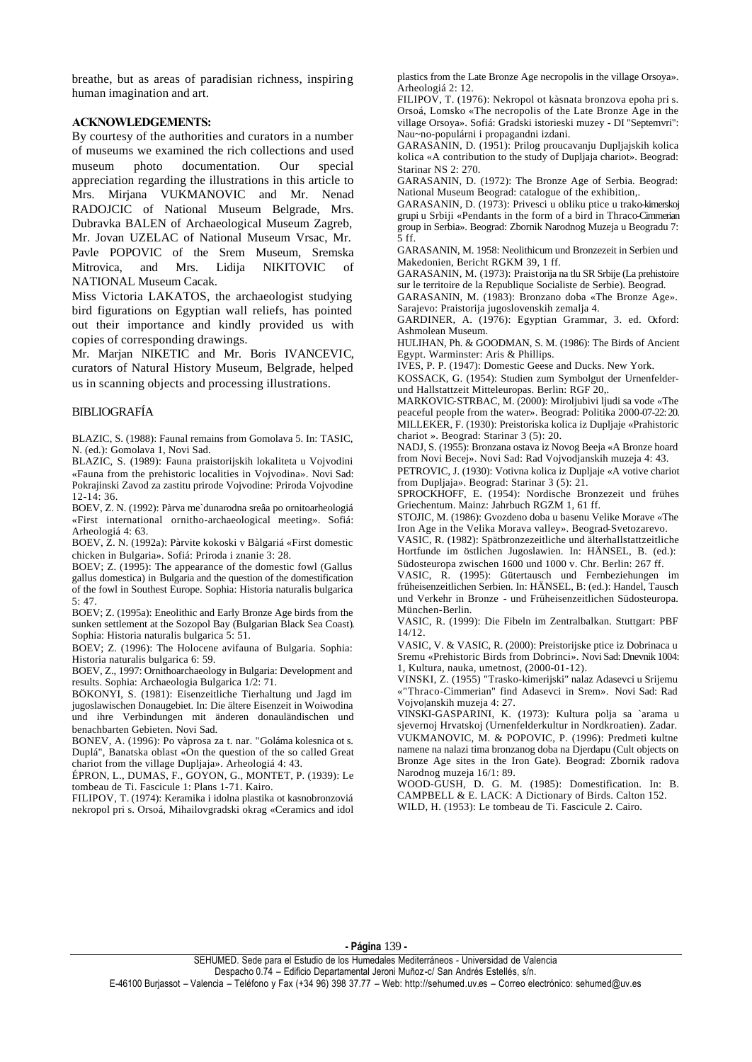breathe, but as areas of paradisian richness, inspiring human imagination and art.

**ACKNOWLEDGEMENTS:**

By courtesy of the authorities and curators in a number of museums we examined the rich collections and used museum photo documentation. Our special appreciation regarding the illustrations in this article to Mrs. Mirjana VUKMANOVIC and Mr. Nenad RADOJCIC of National Museum Belgrade, Mrs. Dubravka BALEN of Archaeological Museum Zagreb, Mr. Jovan UZELAC of National Museum Vrsac, Mr. Pavle POPOVIC of the Srem Museum, Sremska Mitrovica, and Mrs. Lidija NIKITOVIC of NATIONAL Museum Cacak.

Miss Victoria LAKATOS, the archaeologist studying bird figurations on Egyptian wall reliefs, has pointed out their importance and kindly provided us with copies of corresponding drawings.

Mr. Marjan NIKETIC and Mr. Boris IVANCEVIC, curators of Natural History Museum, Belgrade, helped us in scanning objects and processing illustrations.

BIBLIOGRAFÍA

BLAZIC, S. (1988): Faunal remains from Gomolava 5. In: TASIC, N. (ed.): Gomolava 1, Novi Sad.

BLAZIC, S. (1989): Fauna praistorijskih lokaliteta u Vojvodini «Fauna from the prehistoric localities in Vojvodina». Novi Sad: Pokrajinski Zavod za zastitu prirode Vojvodine: Priroda Vojvodine 12-14: 36.

BOEV, Z. N. (1992): Pàrva me`dunarodna sreâa po ornitoarheologiá «First international ornitho-archaeological meeting». Sofiá: Arheologiá 4: 63.

BOEV, Z. N. (1992a): Pàrvite kokoski v Bàlgariá «First domestic chicken in Bulgaria». Sofiá: Priroda i znanie 3: 28.

BOEV; Z. (1995): The appearance of the domestic fowl (Gallus gallus domestica) in Bulgaria and the question of the domestification of the fowl in Southest Europe. Sophia: Historia naturalis bulgarica 5: 47.

BOEV; Z. (1995a): Eneolithic and Early Bronze Age birds from the sunken settlement at the Sozopol Bay (Bulgarian Black Sea Coast). Sophia: Historia naturalis bulgarica 5: 51.

BOEV; Z. (1996): The Holocene avifauna of Bulgaria. Sophia: Historia naturalis bulgarica 6: 59.

BOEV, Z., 1997: Ornithoarchaeology in Bulgaria: Development and results. Sophia: Archaeologia Bulgarica 1/2: 71.

BÖKONYI, S. (1981): Eisenzeitliche Tierhaltung und Jagd im jugoslawischen Donaugebiet. In: Die ältere Eisenzeit in Woiwodina und ihre Verbindungen mit änderen donauländischen und benachbarten Gebieten. Novi Sad.

BONEV, A. (1996): Po vàprosa za t. nar. "Goláma kolesnica ot s. Duplá", Banatska oblast «On the question of the so called Great chariot from the village Dupljaja». Arheologiá 4: 43.

ÉPRON, L., DUMAS, F., GOYON, G., MONTET, P. (1939): Le tombeau de Ti. Fascicule 1: Plans 1-71. Kairo.

FILIPOV, T. (1974): Keramika i idolna plastika ot kasnobronzoviá nekropol pri s. Orsoá, Mihailovgradski okrag «Ceramics and idol plastics from the Late Bronze Age necropolis in the village Orsoya». Arheologiá 2: 12.

FILIPOV, T. (1976): Nekropol ot kàsnata bronzova epoha pri s. Orsoá, Lomsko «The necropolis of the Late Bronze Age in the village Orsoya». Sofiá: Gradski istorieski muzey - DI "Septemvri": Nau~no-populárni i propagandni izdani.

GARASANIN, D. (1951): Prilog proucavanju Dupljajskih kolica kolica «A contribution to the study of Dupljaja chariot». Beograd: Starinar NS 2: 270.

GARASANIN, D. (1972): The Bronze Age of Serbia. Beograd: National Museum Beograd: catalogue of the exhibition,.

GARASANIN, D. (1973): Privesci u obliku ptice u trako-kimerskoj grupi u Srbiji «Pendants in the form of a bird in Thraco-Cimmerian group in Serbia». Beograd: Zbornik Narodnog Muzeja u Beogradu 7: 5 ff.

GARASANIN, M. 1958: Neolithicum und Bronzezeit in Serbien und Makedonien, Bericht RGKM 39, 1 ff.

GARASANIN, M. (1973): Praistorija na tlu SR Srbije (La prehistoire sur le territoire de la Republique Socialiste de Serbie). Beograd.

GARASANIN, M. (1983): Bronzano doba «The Bronze Age». Sarajevo: Praistorija jugoslovenskih zemalja 4.

GARDINER, A. (1976): Egyptian Grammar, 3. ed. Oxford: Ashmolean Museum.

HULIHAN, Ph. & GOODMAN, S. M. (1986): The Birds of Ancient Egypt. Warminster: Aris & Phillips.

IVES, P. P. (1947): Domestic Geese and Ducks. New York.

KOSSACK, G. (1954): Studien zum Symbolgut der Urnenfelder- und Hallstattzeit Mitteleuropas. Berlin: RGF 20,.

MARKOVIC-STRBAC, M. (2000): Miroljubivi ljudi sa vode «The peaceful people from the water». Beograd: Politika 2000-07-22: 20.

MILLEKER, F. (1930): Preistoriska kolica iz Dupljaje «Prahistoric chariot ». Beograd: Starinar 3 (5): 20.

NADJ, S. (1955): Bronzana ostava iz Novog Beeja «A Bronze hoard from Novi Becej». Novi Sad: Rad Vojvodjanskih muzeja 4: 43.

PETROVIC, J. (1930): Votivna kolica iz Dupljaje «A votive chariot from Dupljaja». Beograd: Starinar 3 (5): 21.

SPROCKHOFF, E. (1954): Nordische Bronzezeit und frühes Griechentum. Mainz: Jahrbuch RGZM 1, 61 ff.

STOJIC, M. (1986): Gvozdeno doba u basenu Velike Morave «The Iron Age in the Velika Morava valley». Beograd-Svetozarevo.

VASIC, R. (1982): Spätbronzezeitliche und älterhallstattzeitliche Hortfunde im östlichen Jugoslawien. In: HÄNSEL, B. (ed.): Südosteuropa zwischen 1600 und 1000 v. Chr. Berlin: 267 ff.

VASIC, R. (1995): Gütertausch und Fernbeziehungen im früheisenzeitlichen Serbien. In: HÄNSEL, B: (ed.): Handel, Tausch und Verkehr in Bronze - und Früheisenzeitlichen Südosteuropa. München-Berlin.

VASIC, R. (1999): Die Fibeln im Zentralbalkan. Stuttgart: PBF 14/12.

VASIC, V. & VASIC, R. (2000): Preistorijske ptice iz Dobrinaca u Sremu «Prehistoric Birds from Dobrinci». Novi Sad: Dnevnik 1004: 1, Kultura, nauka, umetnost, (2000-01-12).

VINSKI, Z. (1955) "Trasko-kimerijski" nalaz Adasevci u Srijemu «"Thraco-Cimmerian" find Adasevci in Srem». Novi Sad: Rad Vojvo|anskih muzeja 4: 27.

VINSKI-GASPARINI, K. (1973): Kultura polja sa `arama u sjevernoj Hrvatskoj (Urnenfelderkultur in Nordkroatien). Zadar.

VUKMANOVIC, M. & POPOVIC, P. (1996): Predmeti kultne namene na nalazi tima bronzanog doba na Djerdapu (Cult objects on Bronze Age sites in the Iron Gate). Beograd: Zbornik radova Narodnog muzeja 16/1: 89.

WOOD-GUSH, D. G. M. (1985): Domestification. In: B. CAMPBELL & E. LACK: A Dictionary of Birds. Calton 152.

WILD, H. (1953): Le tombeau de Ti. Fascicule 2. Cairo.